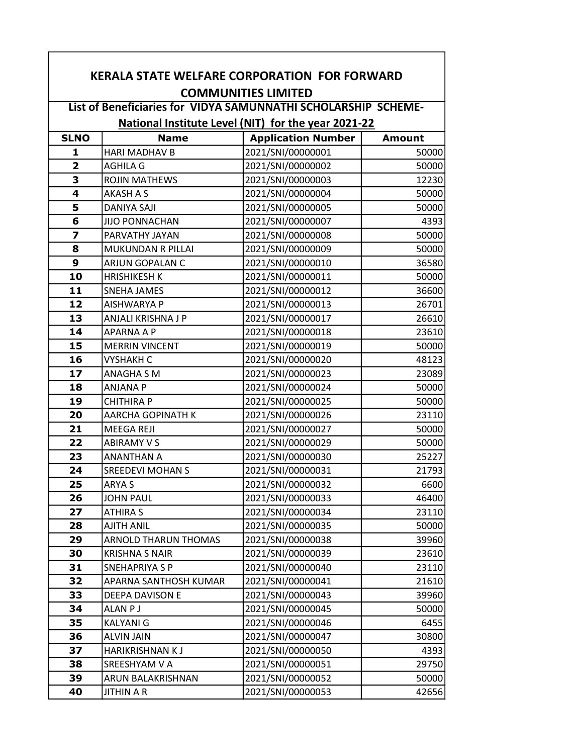# KERALA STATE WELFARE CORPORATION FOR FORWARD COMMUNITIES LIMITED

## List of Beneficiaries for VIDYA SAMUNNATHI SCHOLARSHIP SCHEME- National Institute Level (NIT) for the year 2021-22

| SLNO | Name | Application Number | Amount |
|---|---|---|---|
| 1 | HARI MADHAV B | 2021/SNI/00000001 | 50000 |
| 2 | AGHILA G | 2021/SNI/00000002 | 50000 |
| 3 | ROJIN MATHEWS | 2021/SNI/00000003 | 12230 |
| 4 | AKASH A S | 2021/SNI/00000004 | 50000 |
| 5 | DANIYA SAJI | 2021/SNI/00000005 | 50000 |
| 6 | JIJO PONNACHAN | 2021/SNI/00000007 | 4393 |
| 7 | PARVATHY JAYAN | 2021/SNI/00000008 | 50000 |
| 8 | MUKUNDAN R PILLAI | 2021/SNI/00000009 | 50000 |
| 9 | ARJUN GOPALAN C | 2021/SNI/00000010 | 36580 |
| 10 | HRISHIKESH K | 2021/SNI/00000011 | 50000 |
| 11 | SNEHA JAMES | 2021/SNI/00000012 | 36600 |
| 12 | AISHWARYA P | 2021/SNI/00000013 | 26701 |
| 13 | ANJALI KRISHNA J P | 2021/SNI/00000017 | 26610 |
| 14 | APARNA A P | 2021/SNI/00000018 | 23610 |
| 15 | MERRIN VINCENT | 2021/SNI/00000019 | 50000 |
| 16 | VYSHAKH C | 2021/SNI/00000020 | 48123 |
| 17 | ANAGHA S M | 2021/SNI/00000023 | 23089 |
| 18 | ANJANA P | 2021/SNI/00000024 | 50000 |
| 19 | CHITHIRA P | 2021/SNI/00000025 | 50000 |
| 20 | AARCHA GOPINATH K | 2021/SNI/00000026 | 23110 |
| 21 | MEEGA REJI | 2021/SNI/00000027 | 50000 |
| 22 | ABIRAMY V S | 2021/SNI/00000029 | 50000 |
| 23 | ANANTHAN A | 2021/SNI/00000030 | 25227 |
| 24 | SREEDEVI MOHAN S | 2021/SNI/00000031 | 21793 |
| 25 | ARYA S | 2021/SNI/00000032 | 6600 |
| 26 | JOHN PAUL | 2021/SNI/00000033 | 46400 |
| 27 | ATHIRA S | 2021/SNI/00000034 | 23110 |
| 28 | AJITH ANIL | 2021/SNI/00000035 | 50000 |
| 29 | ARNOLD THARUN THOMAS | 2021/SNI/00000038 | 39960 |
| 30 | KRISHNA S NAIR | 2021/SNI/00000039 | 23610 |
| 31 | SNEHAPRIYA S P | 2021/SNI/00000040 | 23110 |
| 32 | APARNA SANTHOSH KUMAR | 2021/SNI/00000041 | 21610 |
| 33 | DEEPA DAVISON E | 2021/SNI/00000043 | 39960 |
| 34 | ALAN P J | 2021/SNI/00000045 | 50000 |
| 35 | KALYANI G | 2021/SNI/00000046 | 6455 |
| 36 | ALVIN JAIN | 2021/SNI/00000047 | 30800 |
| 37 | HARIKRISHNAN K J | 2021/SNI/00000050 | 4393 |
| 38 | SREESHYAM V A | 2021/SNI/00000051 | 29750 |
| 39 | ARUN BALAKRISHNAN | 2021/SNI/00000052 | 50000 |
| 40 | JITHIN A R | 2021/SNI/00000053 | 42656 |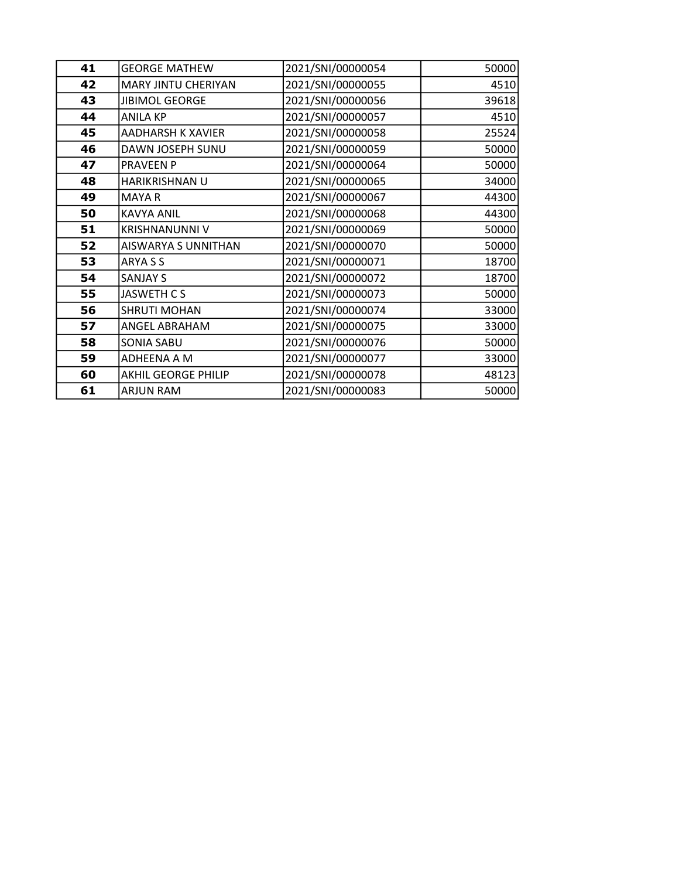| | | | |
|---|---|---|---|
| **41** | GEORGE MATHEW | 2021/SNI/00000054 | 50000 |
| **42** | MARY JINTU CHERIYAN | 2021/SNI/00000055 | 4510 |
| **43** | JIBIMOL GEORGE | 2021/SNI/00000056 | 39618 |
| **44** | ANILA KP | 2021/SNI/00000057 | 4510 |
| **45** | AADHARSH K XAVIER | 2021/SNI/00000058 | 25524 |
| **46** | DAWN JOSEPH SUNU | 2021/SNI/00000059 | 50000 |
| **47** | PRAVEEN P | 2021/SNI/00000064 | 50000 |
| **48** | HARIKRISHNAN U | 2021/SNI/00000065 | 34000 |
| **49** | MAYA R | 2021/SNI/00000067 | 44300 |
| **50** | KAVYA ANIL | 2021/SNI/00000068 | 44300 |
| **51** | KRISHNANUNNI V | 2021/SNI/00000069 | 50000 |
| **52** | AISWARYA S UNNITHAN | 2021/SNI/00000070 | 50000 |
| **53** | ARYA S S | 2021/SNI/00000071 | 18700 |
| **54** | SANJAY S | 2021/SNI/00000072 | 18700 |
| **55** | JASWETH C S | 2021/SNI/00000073 | 50000 |
| **56** | SHRUTI MOHAN | 2021/SNI/00000074 | 33000 |
| **57** | ANGEL ABRAHAM | 2021/SNI/00000075 | 33000 |
| **58** | SONIA SABU | 2021/SNI/00000076 | 50000 |
| **59** | ADHEENA A M | 2021/SNI/00000077 | 33000 |
| **60** | AKHIL GEORGE PHILIP | 2021/SNI/00000078 | 48123 |
| **61** | ARJUN RAM | 2021/SNI/00000083 | 50000 |